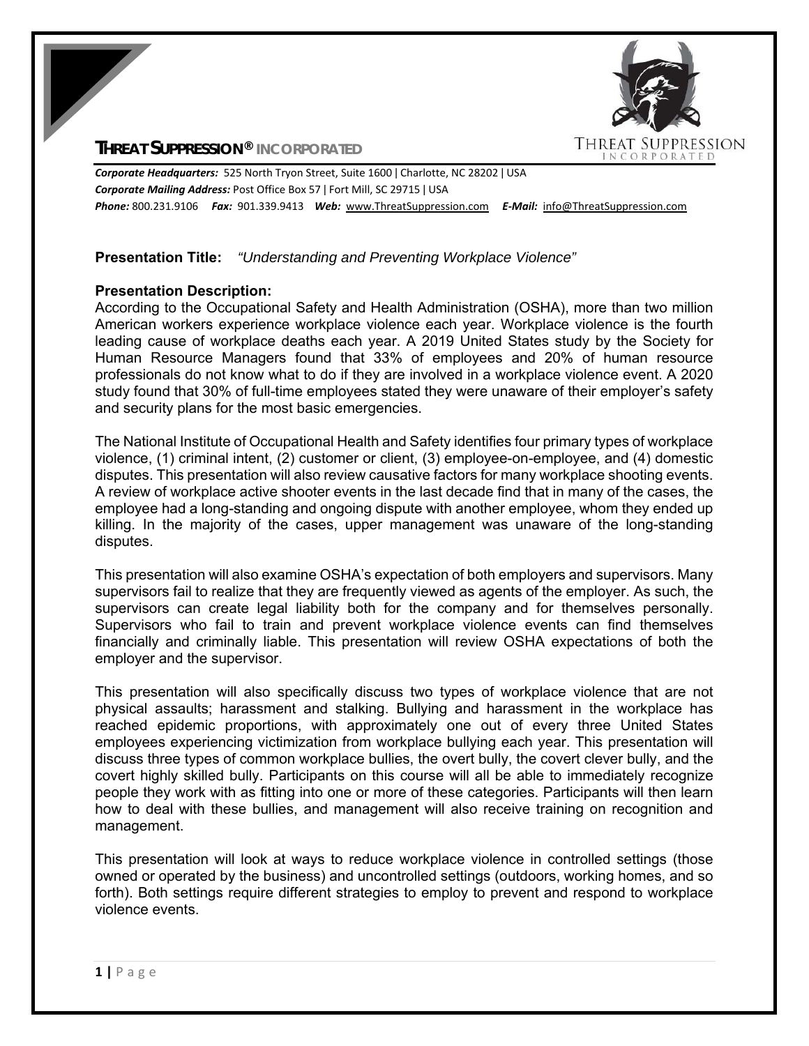**THREAT SUPPRESSION® INCORPORATED**

***Corporate Headquarters:*** 525 North Tryon Street, Suite 1600 | Charlotte, NC 28202 | USA
***Corporate Mailing Address:*** Post Office Box 57 | Fort Mill, SC 29715 | USA
***Phone:*** 800.231.9106 ***Fax:*** 901.339.9413 ***Web:*** www.ThreatSuppression.com ***E-Mail:*** info@ThreatSuppression.com

**Presentation Title:** *"Understanding and Preventing Workplace Violence"*

**Presentation Description:**
According to the Occupational Safety and Health Administration (OSHA), more than two million American workers experience workplace violence each year. Workplace violence is the fourth leading cause of workplace deaths each year. A 2019 United States study by the Society for Human Resource Managers found that 33% of employees and 20% of human resource professionals do not know what to do if they are involved in a workplace violence event. A 2020 study found that 30% of full-time employees stated they were unaware of their employer's safety and security plans for the most basic emergencies.

The National Institute of Occupational Health and Safety identifies four primary types of workplace violence, (1) criminal intent, (2) customer or client, (3) employee-on-employee, and (4) domestic disputes. This presentation will also review causative factors for many workplace shooting events. A review of workplace active shooter events in the last decade find that in many of the cases, the employee had a long-standing and ongoing dispute with another employee, whom they ended up killing. In the majority of the cases, upper management was unaware of the long-standing disputes.

This presentation will also examine OSHA's expectation of both employers and supervisors. Many supervisors fail to realize that they are frequently viewed as agents of the employer. As such, the supervisors can create legal liability both for the company and for themselves personally. Supervisors who fail to train and prevent workplace violence events can find themselves financially and criminally liable. This presentation will review OSHA expectations of both the employer and the supervisor.

This presentation will also specifically discuss two types of workplace violence that are not physical assaults; harassment and stalking. Bullying and harassment in the workplace has reached epidemic proportions, with approximately one out of every three United States employees experiencing victimization from workplace bullying each year. This presentation will discuss three types of common workplace bullies, the overt bully, the covert clever bully, and the covert highly skilled bully. Participants on this course will all be able to immediately recognize people they work with as fitting into one or more of these categories. Participants will then learn how to deal with these bullies, and management will also receive training on recognition and management.

This presentation will look at ways to reduce workplace violence in controlled settings (those owned or operated by the business) and uncontrolled settings (outdoors, working homes, and so forth). Both settings require different strategies to employ to prevent and respond to workplace violence events.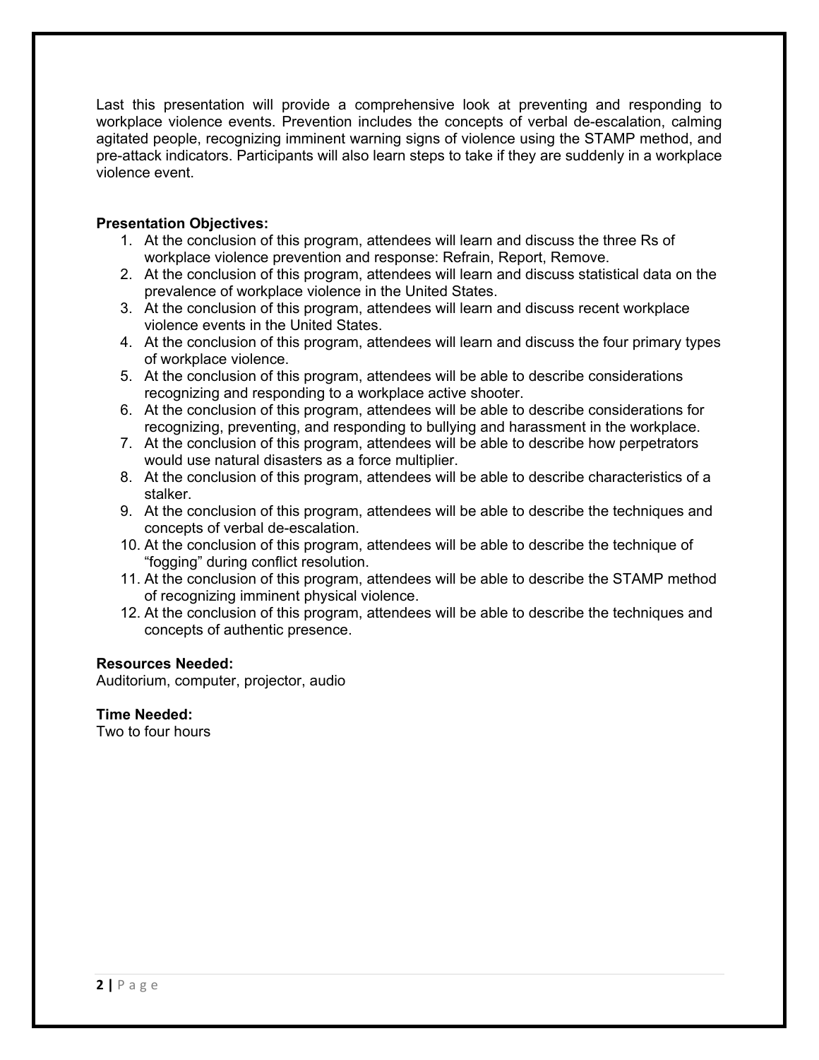Last this presentation will provide a comprehensive look at preventing and responding to workplace violence events. Prevention includes the concepts of verbal de-escalation, calming agitated people, recognizing imminent warning signs of violence using the STAMP method, and pre-attack indicators. Participants will also learn steps to take if they are suddenly in a workplace violence event.

**Presentation Objectives:**

1. At the conclusion of this program, attendees will learn and discuss the three Rs of workplace violence prevention and response: Refrain, Report, Remove.
2. At the conclusion of this program, attendees will learn and discuss statistical data on the prevalence of workplace violence in the United States.
3. At the conclusion of this program, attendees will learn and discuss recent workplace violence events in the United States.
4. At the conclusion of this program, attendees will learn and discuss the four primary types of workplace violence.
5. At the conclusion of this program, attendees will be able to describe considerations recognizing and responding to a workplace active shooter.
6. At the conclusion of this program, attendees will be able to describe considerations for recognizing, preventing, and responding to bullying and harassment in the workplace.
7. At the conclusion of this program, attendees will be able to describe how perpetrators would use natural disasters as a force multiplier.
8. At the conclusion of this program, attendees will be able to describe characteristics of a stalker.
9. At the conclusion of this program, attendees will be able to describe the techniques and concepts of verbal de-escalation.
10. At the conclusion of this program, attendees will be able to describe the technique of "fogging" during conflict resolution.
11. At the conclusion of this program, attendees will be able to describe the STAMP method of recognizing imminent physical violence.
12. At the conclusion of this program, attendees will be able to describe the techniques and concepts of authentic presence.

**Resources Needed:**
Auditorium, computer, projector, audio

**Time Needed:**
Two to four hours